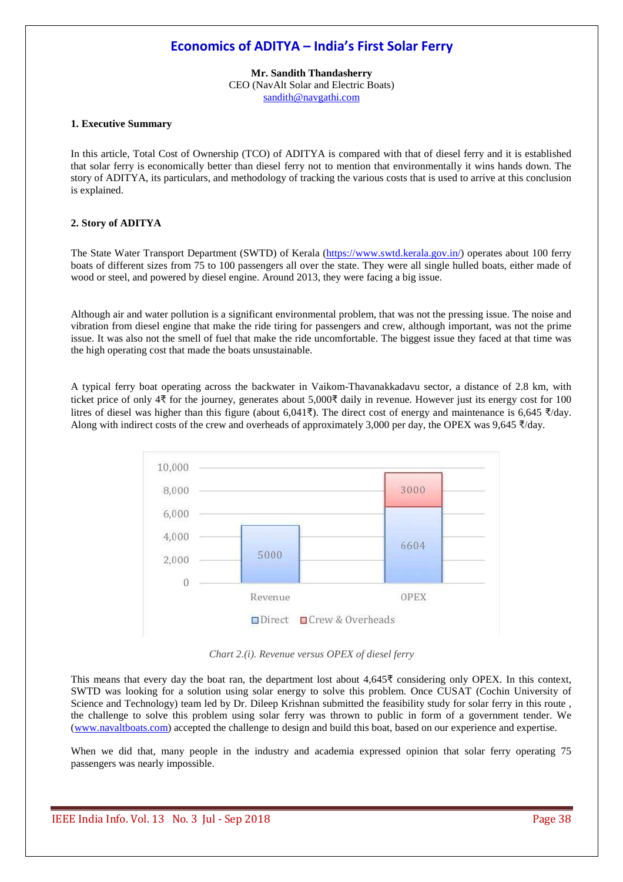# Economics of ADITYA – India's First Solar Ferry

**Mr. Sandith Thandasherry**
CEO (NavAlt Solar and Electric Boats)
sandith@navgathi.com

## 1. Executive Summary

In this article, Total Cost of Ownership (TCO) of ADITYA is compared with that of diesel ferry and it is established that solar ferry is economically better than diesel ferry not to mention that environmentally it wins hands down. The story of ADITYA, its particulars, and methodology of tracking the various costs that is used to arrive at this conclusion is explained.

## 2. Story of ADITYA

The State Water Transport Department (SWTD) of Kerala (https://www.swtd.kerala.gov.in/) operates about 100 ferry boats of different sizes from 75 to 100 passengers all over the state. They were all single hulled boats, either made of wood or steel, and powered by diesel engine. Around 2013, they were facing a big issue.

Although air and water pollution is a significant environmental problem, that was not the pressing issue. The noise and vibration from diesel engine that make the ride tiring for passengers and crew, although important, was not the prime issue. It was also not the smell of fuel that make the ride uncomfortable. The biggest issue they faced at that time was the high operating cost that made the boats unsustainable.

A typical ferry boat operating across the backwater in Vaikom-Thavanakkadavu sector, a distance of 2.8 km, with ticket price of only 4₹ for the journey, generates about 5,000₹ daily in revenue. However just its energy cost for 100 litres of diesel was higher than this figure (about 6,041₹). The direct cost of energy and maintenance is 6,645 ₹/day. Along with indirect costs of the crew and overheads of approximately 3,000 per day, the OPEX was 9,645 ₹/day.

| | Direct | Crew & Overheads |
|---|---|---|
| Revenue | 5000 | |
| OPEX | 6604 | 3000 |

*Chart 2.(i). Revenue versus OPEX of diesel ferry*

This means that every day the boat ran, the department lost about 4,645₹ considering only OPEX. In this context, SWTD was looking for a solution using solar energy to solve this problem. Once CUSAT (Cochin University of Science and Technology) team led by Dr. Dileep Krishnan submitted the feasibility study for solar ferry in this route , the challenge to solve this problem using solar ferry was thrown to public in form of a government tender. We (www.navaltboats.com) accepted the challenge to design and build this boat, based on our experience and expertise.

When we did that, many people in the industry and academia expressed opinion that solar ferry operating 75 passengers was nearly impossible.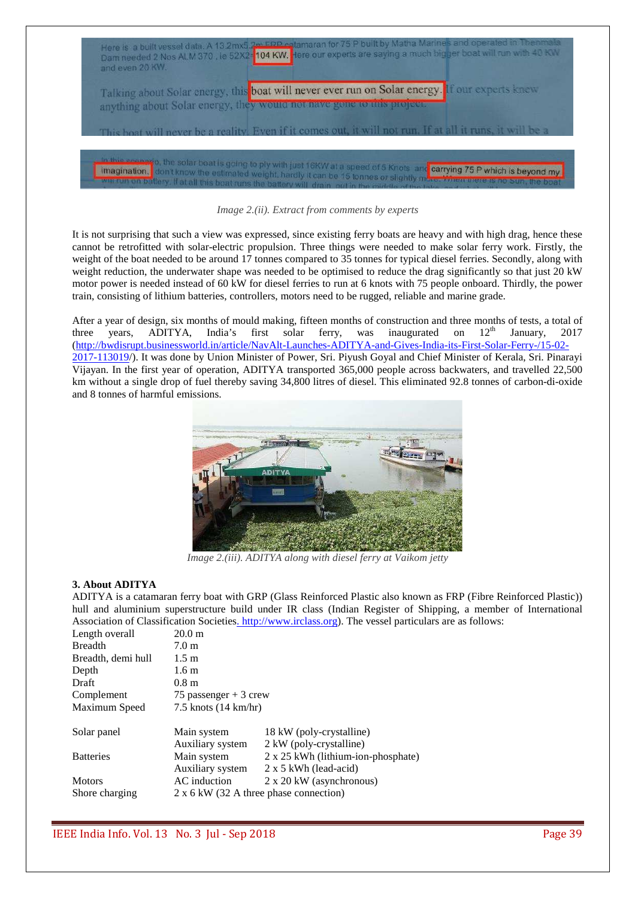Image 2.(ii). Extract from comments by experts

It is not surprising that such a view was expressed, since existing ferry boats are heavy and with high drag, hence these cannot be retrofitted with solar-electric propulsion. Three things were needed to make solar ferry work. Firstly, the weight of the boat needed to be around 17 tonnes compared to 35 tonnes for typical diesel ferries. Secondly, along with weight reduction, the underwater shape was needed to be optimised to reduce the drag significantly so that just 20 kW motor power is needed instead of 60 kW for diesel ferries to run at 6 knots with 75 people onboard. Thirdly, the power train, consisting of lithium batteries, controllers, motors need to be rugged, reliable and marine grade.

After a year of design, six months of mould making, fifteen months of construction and three months of tests, a total of three years, ADITYA, India's first solar ferry, was inaugurated on 12th January, 2017 (http://bwdisrupt.businessworld.in/article/NavAlt-Launches-ADITYA-and-Gives-India-its-First-Solar-Ferry-/15-02-2017-113019/). It was done by Union Minister of Power, Sri. Piyush Goyal and Chief Minister of Kerala, Sri. Pinarayi Vijayan. In the first year of operation, ADITYA transported 365,000 people across backwaters, and travelled 22,500 km without a single drop of fuel thereby saving 34,800 litres of diesel. This eliminated 92.8 tonnes of carbon-di-oxide and 8 tonnes of harmful emissions.

Image 2.(iii). ADITYA along with diesel ferry at Vaikom jetty

### 3. About ADITYA

ADITYA is a catamaran ferry boat with GRP (Glass Reinforced Plastic also known as FRP (Fibre Reinforced Plastic)) hull and aluminium superstructure build under IR class (Indian Register of Shipping, a member of International Association of Classification Societies. http://www.irclass.org). The vessel particulars are as follows:

| | | |
|---|---|---|
| Length overall | 20.0 m | |
| Breadth | 7.0 m | |
| Breadth, demi hull | 1.5 m | |
| Depth | 1.6 m | |
| Draft | 0.8 m | |
| Complement | 75 passenger + 3 crew | |
| Maximum Speed | 7.5 knots (14 km/hr) | |
| Solar panel | Main system | 18 kW (poly-crystalline) |
| | Auxiliary system | 2 kW (poly-crystalline) |
| Batteries | Main system | 2 x 25 kWh (lithium-ion-phosphate) |
| | Auxiliary system | 2 x 5 kWh (lead-acid) |
| Motors | AC induction | 2 x 20 kW (asynchronous) |
| Shore charging | 2 x 6 kW (32 A three phase connection) | |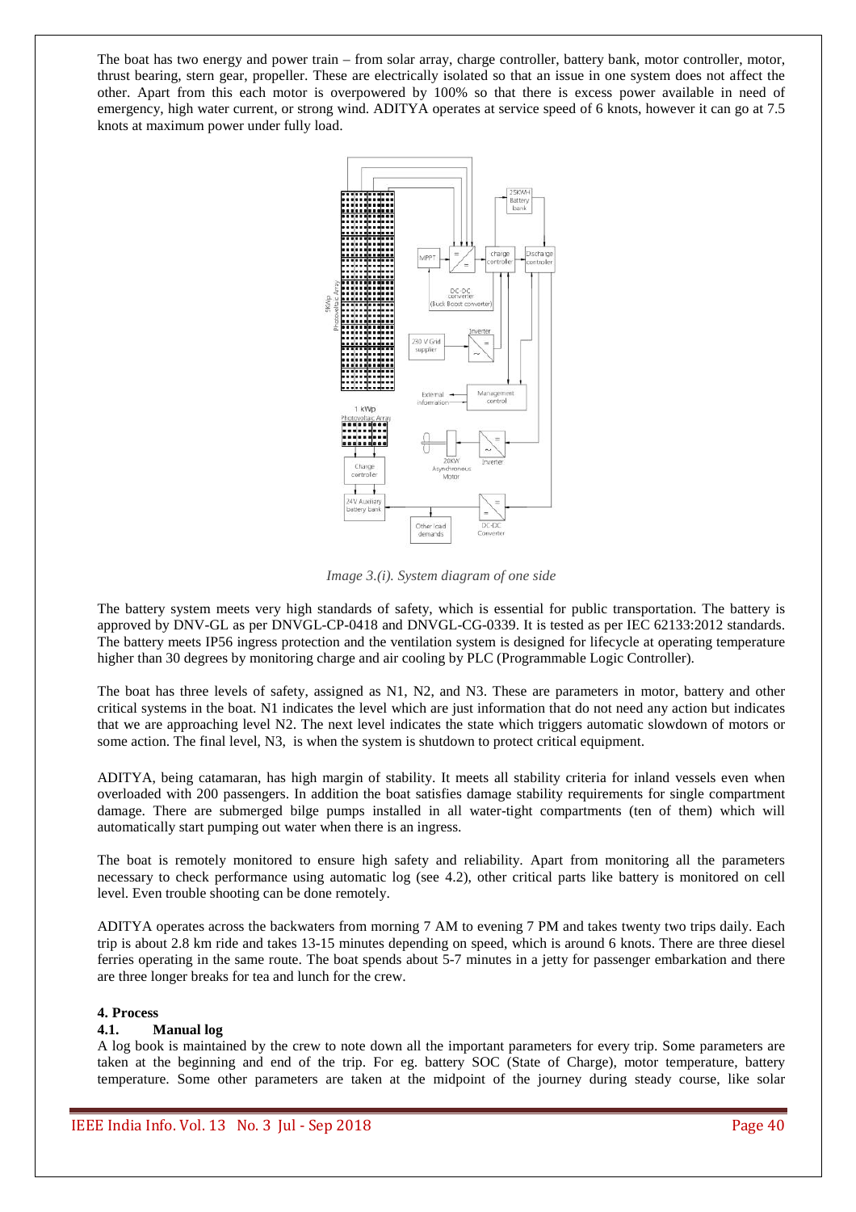The boat has two energy and power train – from solar array, charge controller, battery bank, motor controller, motor, thrust bearing, stern gear, propeller. These are electrically isolated so that an issue in one system does not affect the other. Apart from this each motor is overpowered by 100% so that there is excess power available in need of emergency, high water current, or strong wind. ADITYA operates at service speed of 6 knots, however it can go at 7.5 knots at maximum power under fully load.

*Image 3.(i). System diagram of one side*

The battery system meets very high standards of safety, which is essential for public transportation. The battery is approved by DNV-GL as per DNVGL-CP-0418 and DNVGL-CG-0339. It is tested as per IEC 62133:2012 standards. The battery meets IP56 ingress protection and the ventilation system is designed for lifecycle at operating temperature higher than 30 degrees by monitoring charge and air cooling by PLC (Programmable Logic Controller).

The boat has three levels of safety, assigned as N1, N2, and N3. These are parameters in motor, battery and other critical systems in the boat. N1 indicates the level which are just information that do not need any action but indicates that we are approaching level N2. The next level indicates the state which triggers automatic slowdown of motors or some action. The final level, N3, is when the system is shutdown to protect critical equipment.

ADITYA, being catamaran, has high margin of stability. It meets all stability criteria for inland vessels even when overloaded with 200 passengers. In addition the boat satisfies damage stability requirements for single compartment damage. There are submerged bilge pumps installed in all water-tight compartments (ten of them) which will automatically start pumping out water when there is an ingress.

The boat is remotely monitored to ensure high safety and reliability. Apart from monitoring all the parameters necessary to check performance using automatic log (see 4.2), other critical parts like battery is monitored on cell level. Even trouble shooting can be done remotely.

ADITYA operates across the backwaters from morning 7 AM to evening 7 PM and takes twenty two trips daily. Each trip is about 2.8 km ride and takes 13-15 minutes depending on speed, which is around 6 knots. There are three diesel ferries operating in the same route. The boat spends about 5-7 minutes in a jetty for passenger embarkation and there are three longer breaks for tea and lunch for the crew.

## 4. Process

### 4.1. Manual log

A log book is maintained by the crew to note down all the important parameters for every trip. Some parameters are taken at the beginning and end of the trip. For eg. battery SOC (State of Charge), motor temperature, battery temperature. Some other parameters are taken at the midpoint of the journey during steady course, like solar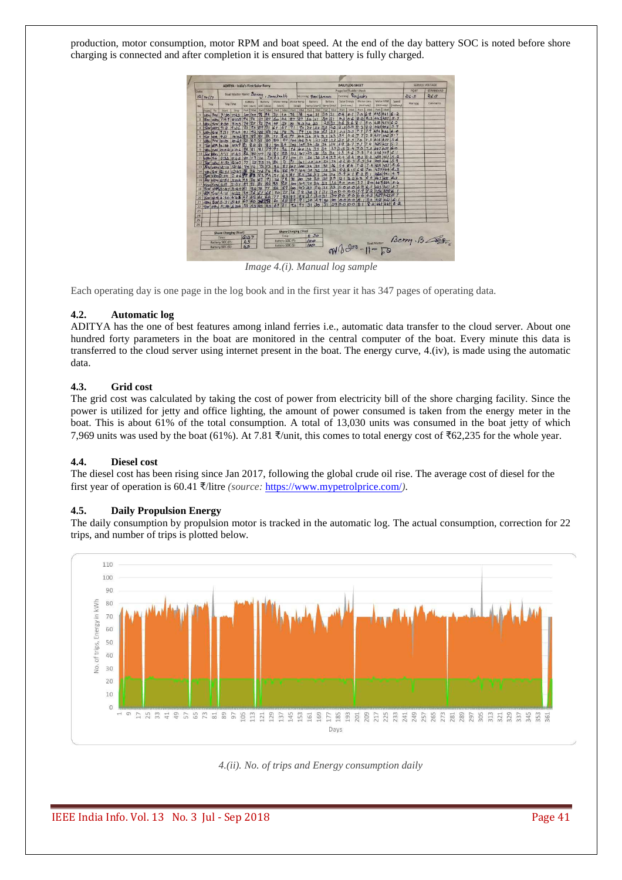production, motor consumption, motor RPM and boat speed. At the end of the day battery SOC is noted before shore charging is connected and after completion it is ensured that battery is fully charged.

*Image 4.(i). Manual log sample*

Each operating day is one page in the log book and in the first year it has 347 pages of operating data.

### 4.2. Automatic log

ADITYA has the one of best features among inland ferries i.e., automatic data transfer to the cloud server. About one hundred forty parameters in the boat are monitored in the central computer of the boat. Every minute this data is transferred to the cloud server using internet present in the boat. The energy curve, 4.(iv), is made using the automatic data.

### 4.3. Grid cost

The grid cost was calculated by taking the cost of power from electricity bill of the shore charging facility. Since the power is utilized for jetty and office lighting, the amount of power consumed is taken from the energy meter in the boat. This is about 61% of the total consumption. A total of 13,030 units was consumed in the boat jetty of which 7,969 units was used by the boat (61%). At 7.81 ₹/unit, this comes to total energy cost of ₹62,235 for the whole year.

### 4.4. Diesel cost

The diesel cost has been rising since Jan 2017, following the global crude oil rise. The average cost of diesel for the first year of operation is 60.41 ₹/litre *(source:* https://www.mypetrolprice.com/*)*.

### 4.5. Daily Propulsion Energy

The daily consumption by propulsion motor is tracked in the automatic log. The actual consumption, correction for 22 trips, and number of trips is plotted below.

*4.(ii). No. of trips and Energy consumption daily*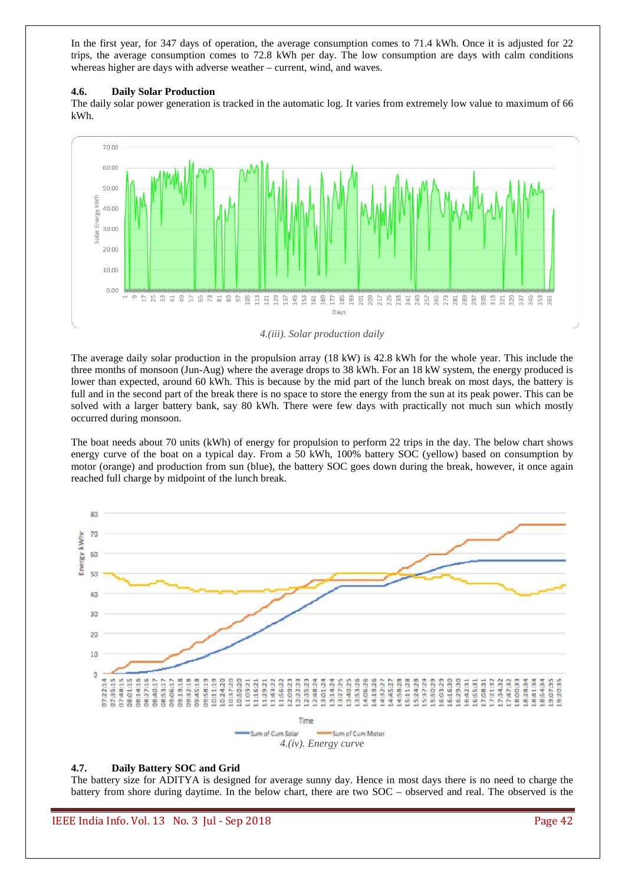In the first year, for 347 days of operation, the average consumption comes to 71.4 kWh. Once it is adjusted for 22 trips, the average consumption comes to 72.8 kWh per day. The low consumption are days with calm conditions whereas higher are days with adverse weather – current, wind, and waves.

### 4.6. Daily Solar Production

The daily solar power generation is tracked in the automatic log. It varies from extremely low value to maximum of 66 kWh.

*4.(iii). Solar production daily*

The average daily solar production in the propulsion array (18 kW) is 42.8 kWh for the whole year. This include the three months of monsoon (Jun-Aug) where the average drops to 38 kWh. For an 18 kW system, the energy produced is lower than expected, around 60 kWh. This is because by the mid part of the lunch break on most days, the battery is full and in the second part of the break there is no space to store the energy from the sun at its peak power. This can be solved with a larger battery bank, say 80 kWh. There were few days with practically not much sun which mostly occurred during monsoon.

The boat needs about 70 units (kWh) of energy for propulsion to perform 22 trips in the day. The below chart shows energy curve of the boat on a typical day. From a 50 kWh, 100% battery SOC (yellow) based on consumption by motor (orange) and production from sun (blue), the battery SOC goes down during the break, however, it once again reached full charge by midpoint of the lunch break.

*4.(iv). Energy curve*

### 4.7. Daily Battery SOC and Grid

The battery size for ADITYA is designed for average sunny day. Hence in most days there is no need to charge the battery from shore during daytime. In the below chart, there are two SOC – observed and real. The observed is the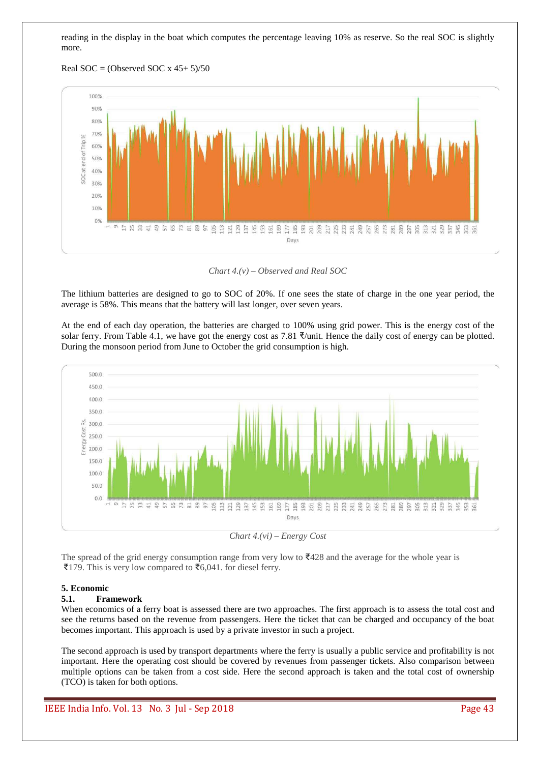reading in the display in the boat which computes the percentage leaving 10% as reserve. So the real SOC is slightly more.

Real SOC = (Observed SOC x 45+ 5)/50

*Chart 4.(v) – Observed and Real SOC*

The lithium batteries are designed to go to SOC of 20%. If one sees the state of charge in the one year period, the average is 58%. This means that the battery will last longer, over seven years.

At the end of each day operation, the batteries are charged to 100% using grid power. This is the energy cost of the solar ferry. From Table 4.1, we have got the energy cost as 7.81 ₹/unit. Hence the daily cost of energy can be plotted. During the monsoon period from June to October the grid consumption is high.

*Chart 4.(vi) – Energy Cost*

The spread of the grid energy consumption range from very low to ₹428 and the average for the whole year is ₹179. This is very low compared to ₹6,041. for diesel ferry.

## 5. Economic

### 5.1. Framework

When economics of a ferry boat is assessed there are two approaches. The first approach is to assess the total cost and see the returns based on the revenue from passengers. Here the ticket that can be charged and occupancy of the boat becomes important. This approach is used by a private investor in such a project.

The second approach is used by transport departments where the ferry is usually a public service and profitability is not important. Here the operating cost should be covered by revenues from passenger tickets. Also comparison between multiple options can be taken from a cost side. Here the second approach is taken and the total cost of ownership (TCO) is taken for both options.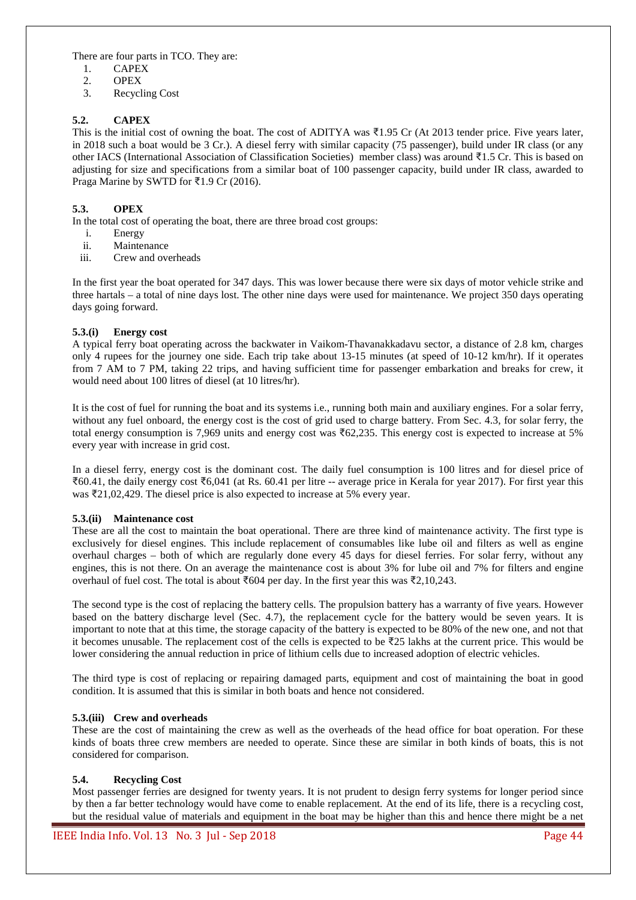There are four parts in TCO. They are:

1. CAPEX
2. OPEX
3. Recycling Cost

### 5.2. CAPEX

This is the initial cost of owning the boat. The cost of ADITYA was ₹1.95 Cr (At 2013 tender price. Five years later, in 2018 such a boat would be 3 Cr.). A diesel ferry with similar capacity (75 passenger), build under IR class (or any other IACS (International Association of Classification Societies) member class) was around ₹1.5 Cr. This is based on adjusting for size and specifications from a similar boat of 100 passenger capacity, build under IR class, awarded to Praga Marine by SWTD for ₹1.9 Cr (2016).

### 5.3. OPEX

In the total cost of operating the boat, there are three broad cost groups:

i. Energy
ii. Maintenance
iii. Crew and overheads

In the first year the boat operated for 347 days. This was lower because there were six days of motor vehicle strike and three hartals – a total of nine days lost. The other nine days were used for maintenance. We project 350 days operating days going forward.

#### 5.3.(i) Energy cost

A typical ferry boat operating across the backwater in Vaikom-Thavanakkadavu sector, a distance of 2.8 km, charges only 4 rupees for the journey one side. Each trip take about 13-15 minutes (at speed of 10-12 km/hr). If it operates from 7 AM to 7 PM, taking 22 trips, and having sufficient time for passenger embarkation and breaks for crew, it would need about 100 litres of diesel (at 10 litres/hr).

It is the cost of fuel for running the boat and its systems i.e., running both main and auxiliary engines. For a solar ferry, without any fuel onboard, the energy cost is the cost of grid used to charge battery. From Sec. 4.3, for solar ferry, the total energy consumption is 7,969 units and energy cost was ₹62,235. This energy cost is expected to increase at 5% every year with increase in grid cost.

In a diesel ferry, energy cost is the dominant cost. The daily fuel consumption is 100 litres and for diesel price of ₹60.41, the daily energy cost ₹6,041 (at Rs. 60.41 per litre -- average price in Kerala for year 2017). For first year this was ₹21,02,429. The diesel price is also expected to increase at 5% every year.

#### 5.3.(ii) Maintenance cost

These are all the cost to maintain the boat operational. There are three kind of maintenance activity. The first type is exclusively for diesel engines. This include replacement of consumables like lube oil and filters as well as engine overhaul charges – both of which are regularly done every 45 days for diesel ferries. For solar ferry, without any engines, this is not there. On an average the maintenance cost is about 3% for lube oil and 7% for filters and engine overhaul of fuel cost. The total is about ₹604 per day. In the first year this was ₹2,10,243.

The second type is the cost of replacing the battery cells. The propulsion battery has a warranty of five years. However based on the battery discharge level (Sec. 4.7), the replacement cycle for the battery would be seven years. It is important to note that at this time, the storage capacity of the battery is expected to be 80% of the new one, and not that it becomes unusable. The replacement cost of the cells is expected to be ₹25 lakhs at the current price. This would be lower considering the annual reduction in price of lithium cells due to increased adoption of electric vehicles.

The third type is cost of replacing or repairing damaged parts, equipment and cost of maintaining the boat in good condition. It is assumed that this is similar in both boats and hence not considered.

#### 5.3.(iii) Crew and overheads

These are the cost of maintaining the crew as well as the overheads of the head office for boat operation. For these kinds of boats three crew members are needed to operate. Since these are similar in both kinds of boats, this is not considered for comparison.

### 5.4. Recycling Cost

Most passenger ferries are designed for twenty years. It is not prudent to design ferry systems for longer period since by then a far better technology would have come to enable replacement. At the end of its life, there is a recycling cost, but the residual value of materials and equipment in the boat may be higher than this and hence there might be a net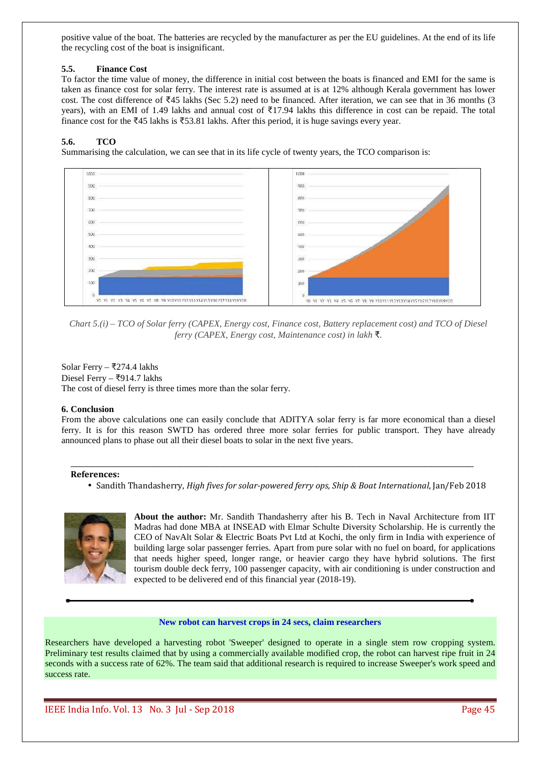positive value of the boat. The batteries are recycled by the manufacturer as per the EU guidelines. At the end of its life the recycling cost of the boat is insignificant.

### 5.5. Finance Cost

To factor the time value of money, the difference in initial cost between the boats is financed and EMI for the same is taken as finance cost for solar ferry. The interest rate is assumed at is at 12% although Kerala government has lower cost. The cost difference of ₹45 lakhs (Sec 5.2) need to be financed. After iteration, we can see that in 36 months (3 years), with an EMI of 1.49 lakhs and annual cost of ₹17.94 lakhs this difference in cost can be repaid. The total finance cost for the ₹45 lakhs is ₹53.81 lakhs. After this period, it is huge savings every year.

### 5.6. TCO

Summarising the calculation, we can see that in its life cycle of twenty years, the TCO comparison is:

1000
900
800
700
600
500
400
300
200
100
0
Y0 Y1 Y2 Y3 Y4 Y5 Y6 Y7 Y8 Y9 Y10 Y11 Y12 Y13 Y14 Y15 Y16 Y17 Y18 Y19 Y20

1000
900
800
700
600
500
400
300
200
100
0
Y0 Y1 Y2 Y3 Y4 Y5 Y6 Y7 Y8 Y9 Y10 Y11 Y12 Y13 Y14 Y15 Y16 Y17 Y18 Y19 Y20

*Chart 5.(i) – TCO of Solar ferry (CAPEX, Energy cost, Finance cost, Battery replacement cost) and TCO of Diesel ferry (CAPEX, Energy cost, Maintenance cost) in lakh ₹.*

Solar Ferry – ₹274.4 lakhs
Diesel Ferry – ₹914.7 lakhs
The cost of diesel ferry is three times more than the solar ferry.

## 6. Conclusion

From the above calculations one can easily conclude that ADITYA solar ferry is far more economical than a diesel ferry. It is for this reason SWTD has ordered three more solar ferries for public transport. They have already announced plans to phase out all their diesel boats to solar in the next five years.

**References:**

- Sandith Thandasherry, *High fives for solar-powered ferry ops, Ship & Boat International,* Jan/Feb 2018

**About the author:** Mr. Sandith Thandasherry after his B. Tech in Naval Architecture from IIT Madras had done MBA at INSEAD with Elmar Schulte Diversity Scholarship. He is currently the CEO of NavAlt Solar & Electric Boats Pvt Ltd at Kochi, the only firm in India with experience of building large solar passenger ferries. Apart from pure solar with no fuel on board, for applications that needs higher speed, longer range, or heavier cargo they have hybrid solutions. The first tourism double deck ferry, 100 passenger capacity, with air conditioning is under construction and expected to be delivered end of this financial year (2018-19).

**New robot can harvest crops in 24 secs, claim researchers**

Researchers have developed a harvesting robot 'Sweeper' designed to operate in a single stem row cropping system. Preliminary test results claimed that by using a commercially available modified crop, the robot can harvest ripe fruit in 24 seconds with a success rate of 62%. The team said that additional research is required to increase Sweeper's work speed and success rate.